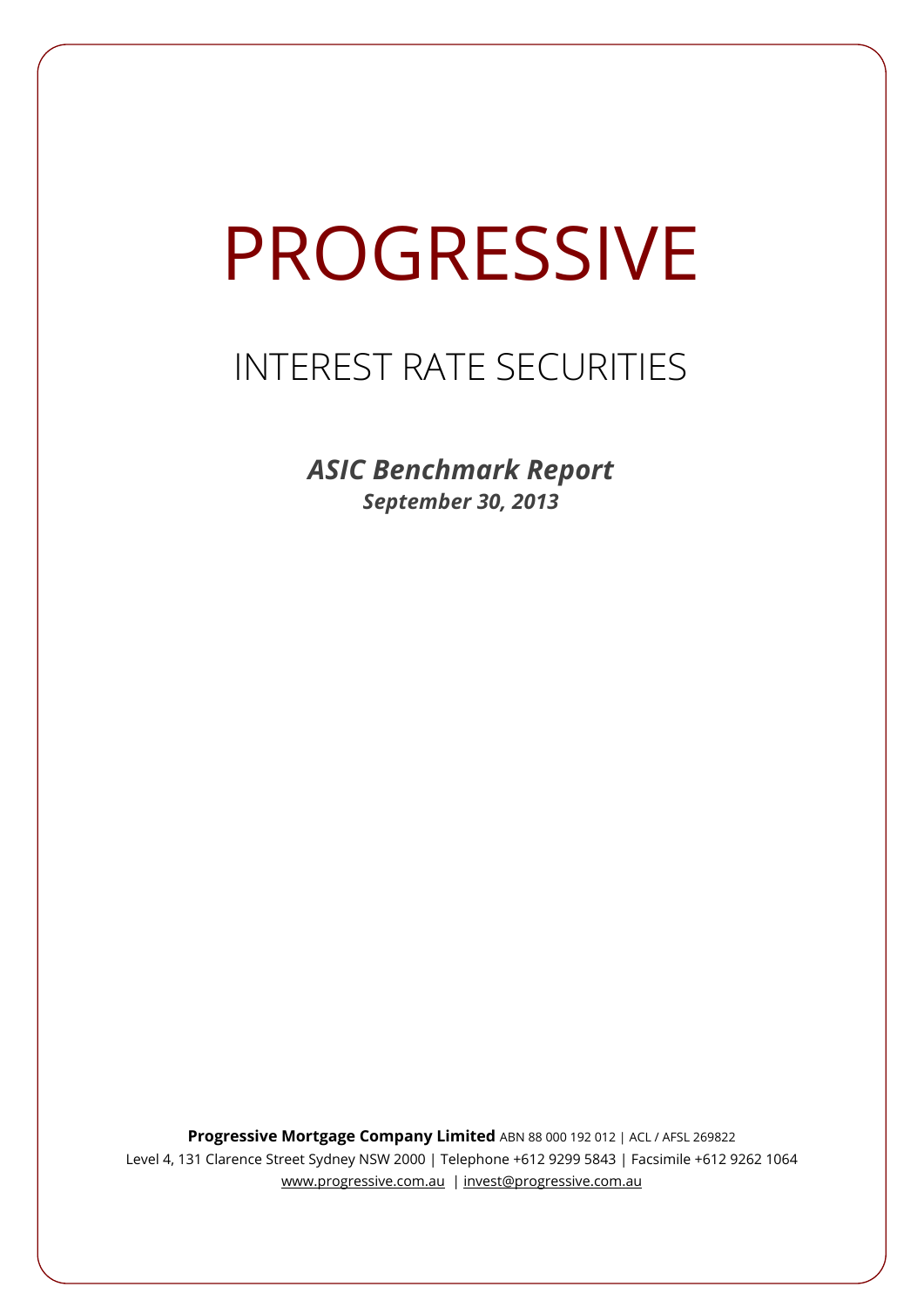# PROGRESSIVE

## INTEREST RATE SECURITIES

***ASIC Benchmark Report***

***September 30, 2013***

**Progressive Mortgage Company Limited** ABN 88 000 192 012 | ACL / AFSL 269822

Level 4, 131 Clarence Street Sydney NSW 2000 | Telephone +612 9299 5843 | Facsimile +612 9262 1064

www.progressive.com.au | invest@progressive.com.au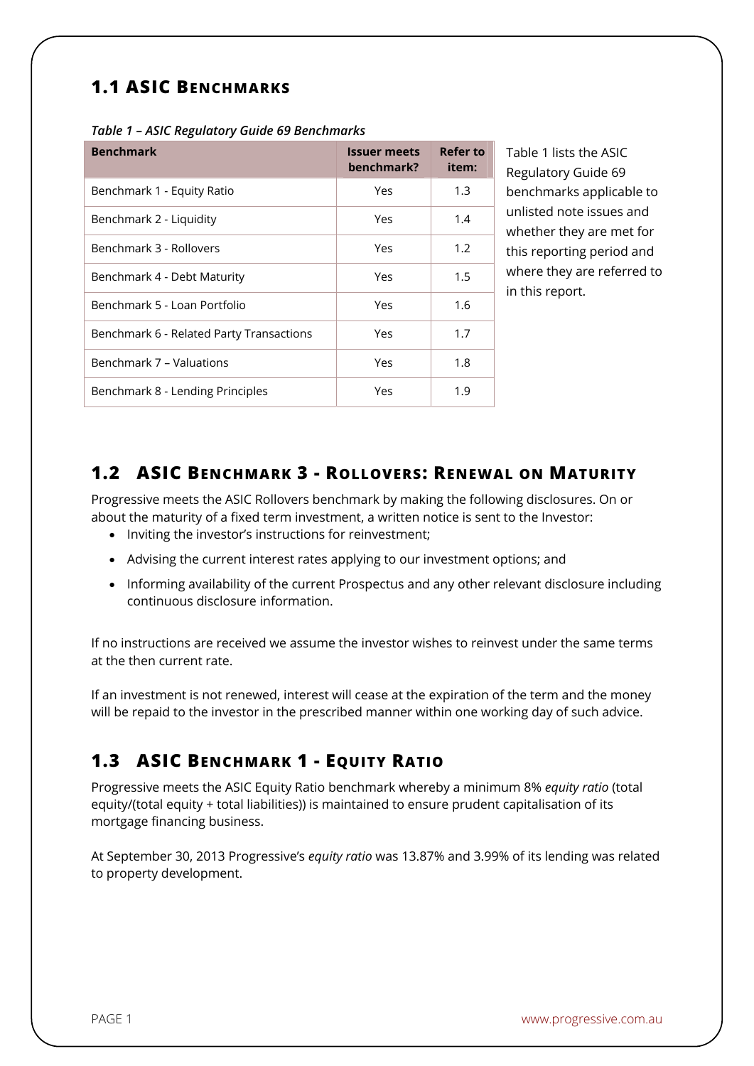## 1.1 ASIC Benchmarks

*Table 1 – ASIC Regulatory Guide 69 Benchmarks*

| Benchmark | Issuer meets benchmark? | Refer to item: |
|---|---|---|
| Benchmark 1 - Equity Ratio | Yes | 1.3 |
| Benchmark 2 - Liquidity | Yes | 1.4 |
| Benchmark 3 - Rollovers | Yes | 1.2 |
| Benchmark 4 - Debt Maturity | Yes | 1.5 |
| Benchmark 5 - Loan Portfolio | Yes | 1.6 |
| Benchmark 6 - Related Party Transactions | Yes | 1.7 |
| Benchmark 7 – Valuations | Yes | 1.8 |
| Benchmark 8 - Lending Principles | Yes | 1.9 |

Table 1 lists the ASIC Regulatory Guide 69 benchmarks applicable to unlisted note issues and whether they are met for this reporting period and where they are referred to in this report.

## 1.2 ASIC Benchmark 3 - Rollovers: Renewal on Maturity

Progressive meets the ASIC Rollovers benchmark by making the following disclosures. On or about the maturity of a fixed term investment, a written notice is sent to the Investor:

- Inviting the investor's instructions for reinvestment;
- Advising the current interest rates applying to our investment options; and
- Informing availability of the current Prospectus and any other relevant disclosure including continuous disclosure information.

If no instructions are received we assume the investor wishes to reinvest under the same terms at the then current rate.

If an investment is not renewed, interest will cease at the expiration of the term and the money will be repaid to the investor in the prescribed manner within one working day of such advice.

## 1.3 ASIC Benchmark 1 - Equity Ratio

Progressive meets the ASIC Equity Ratio benchmark whereby a minimum 8% *equity ratio* (total equity/(total equity + total liabilities)) is maintained to ensure prudent capitalisation of its mortgage financing business.

At September 30, 2013 Progressive's *equity ratio* was 13.87% and 3.99% of its lending was related to property development.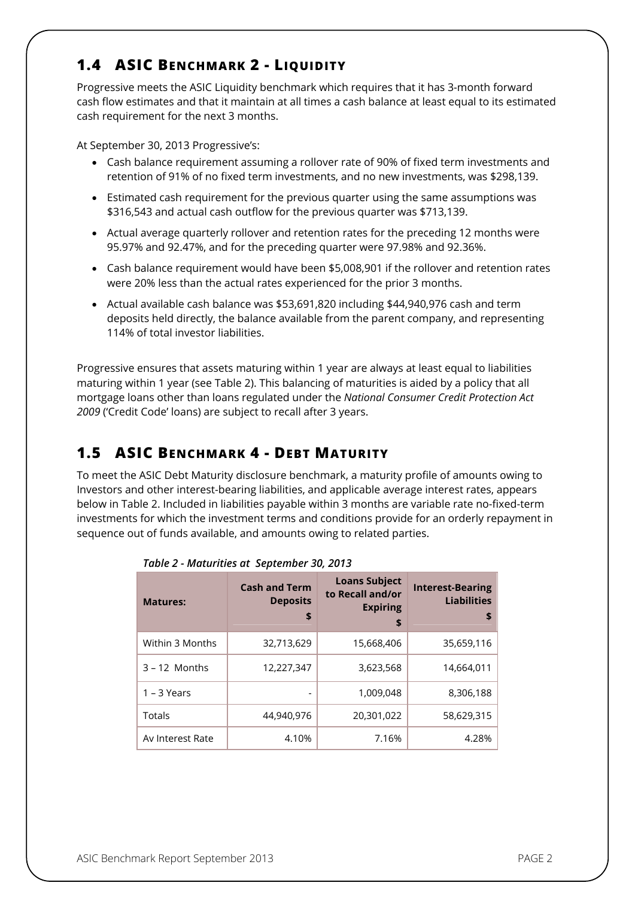## 1.4 ASIC Benchmark 2 - Liquidity

Progressive meets the ASIC Liquidity benchmark which requires that it has 3-month forward cash flow estimates and that it maintain at all times a cash balance at least equal to its estimated cash requirement for the next 3 months.

At September 30, 2013 Progressive's:

- Cash balance requirement assuming a rollover rate of 90% of fixed term investments and retention of 91% of no fixed term investments, and no new investments, was $298,139.
- Estimated cash requirement for the previous quarter using the same assumptions was $316,543 and actual cash outflow for the previous quarter was $713,139.
- Actual average quarterly rollover and retention rates for the preceding 12 months were 95.97% and 92.47%, and for the preceding quarter were 97.98% and 92.36%.
- Cash balance requirement would have been $5,008,901 if the rollover and retention rates were 20% less than the actual rates experienced for the prior 3 months.
- Actual available cash balance was $53,691,820 including $44,940,976 cash and term deposits held directly, the balance available from the parent company, and representing 114% of total investor liabilities.

Progressive ensures that assets maturing within 1 year are always at least equal to liabilities maturing within 1 year (see Table 2). This balancing of maturities is aided by a policy that all mortgage loans other than loans regulated under the *National Consumer Credit Protection Act 2009* ('Credit Code' loans) are subject to recall after 3 years.

## 1.5 ASIC Benchmark 4 - Debt Maturity

To meet the ASIC Debt Maturity disclosure benchmark, a maturity profile of amounts owing to Investors and other interest-bearing liabilities, and applicable average interest rates, appears below in Table 2. Included in liabilities payable within 3 months are variable rate no-fixed-term investments for which the investment terms and conditions provide for an orderly repayment in sequence out of funds available, and amounts owing to related parties.

*Table 2 - Maturities at September 30, 2013*

| Matures: | Cash and Term Deposits $ | Loans Subject to Recall and/or Expiring $ | Interest-Bearing Liabilities $ |
|---|---|---|---|
| Within 3 Months | 32,713,629 | 15,668,406 | 35,659,116 |
| 3 – 12 Months | 12,227,347 | 3,623,568 | 14,664,011 |
| 1 – 3 Years | - | 1,009,048 | 8,306,188 |
| Totals | 44,940,976 | 20,301,022 | 58,629,315 |
| Av Interest Rate | 4.10% | 7.16% | 4.28% |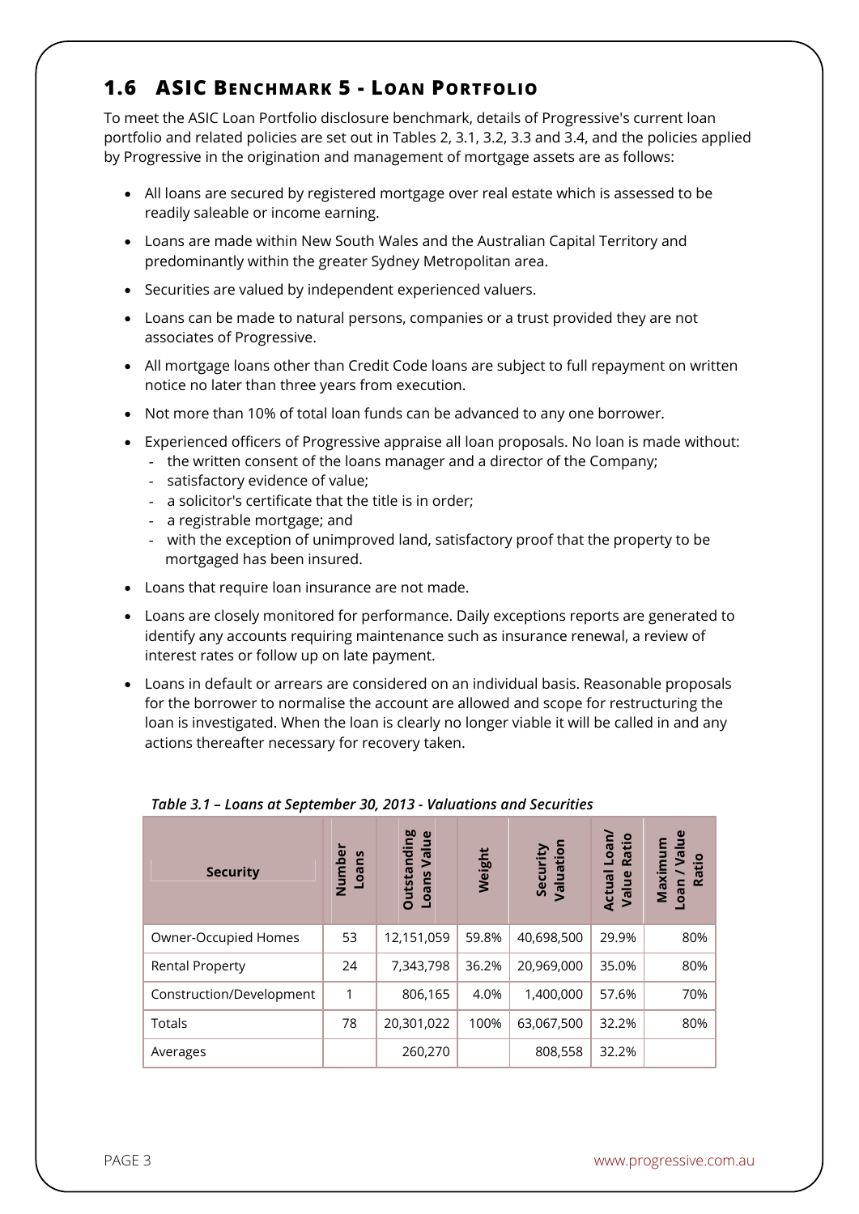## 1.6 ASIC Benchmark 5 - Loan Portfolio

To meet the ASIC Loan Portfolio disclosure benchmark, details of Progressive's current loan portfolio and related policies are set out in Tables 2, 3.1, 3.2, 3.3 and 3.4, and the policies applied by Progressive in the origination and management of mortgage assets are as follows:

- All loans are secured by registered mortgage over real estate which is assessed to be readily saleable or income earning.
- Loans are made within New South Wales and the Australian Capital Territory and predominantly within the greater Sydney Metropolitan area.
- Securities are valued by independent experienced valuers.
- Loans can be made to natural persons, companies or a trust provided they are not associates of Progressive.
- All mortgage loans other than Credit Code loans are subject to full repayment on written notice no later than three years from execution.
- Not more than 10% of total loan funds can be advanced to any one borrower.
- Experienced officers of Progressive appraise all loan proposals. No loan is made without:
  - the written consent of the loans manager and a director of the Company;
  - satisfactory evidence of value;
  - a solicitor's certificate that the title is in order;
  - a registrable mortgage; and
  - with the exception of unimproved land, satisfactory proof that the property to be mortgaged has been insured.
- Loans that require loan insurance are not made.
- Loans are closely monitored for performance. Daily exceptions reports are generated to identify any accounts requiring maintenance such as insurance renewal, a review of interest rates or follow up on late payment.
- Loans in default or arrears are considered on an individual basis. Reasonable proposals for the borrower to normalise the account are allowed and scope for restructuring the loan is investigated. When the loan is clearly no longer viable it will be called in and any actions thereafter necessary for recovery taken.

*Table 3.1 – Loans at September 30, 2013 - Valuations and Securities*

| Security | Number Loans | Outstanding Loans Value | Weight | Security Valuation | Actual Loan/ Value Ratio | Maximum Loan / Value Ratio |
|---|---|---|---|---|---|---|
| Owner-Occupied Homes | 53 | 12,151,059 | 59.8% | 40,698,500 | 29.9% | 80% |
| Rental Property | 24 | 7,343,798 | 36.2% | 20,969,000 | 35.0% | 80% |
| Construction/Development | 1 | 806,165 | 4.0% | 1,400,000 | 57.6% | 70% |
| Totals | 78 | 20,301,022 | 100% | 63,067,500 | 32.2% | 80% |
| Averages | | 260,270 | | 808,558 | 32.2% | |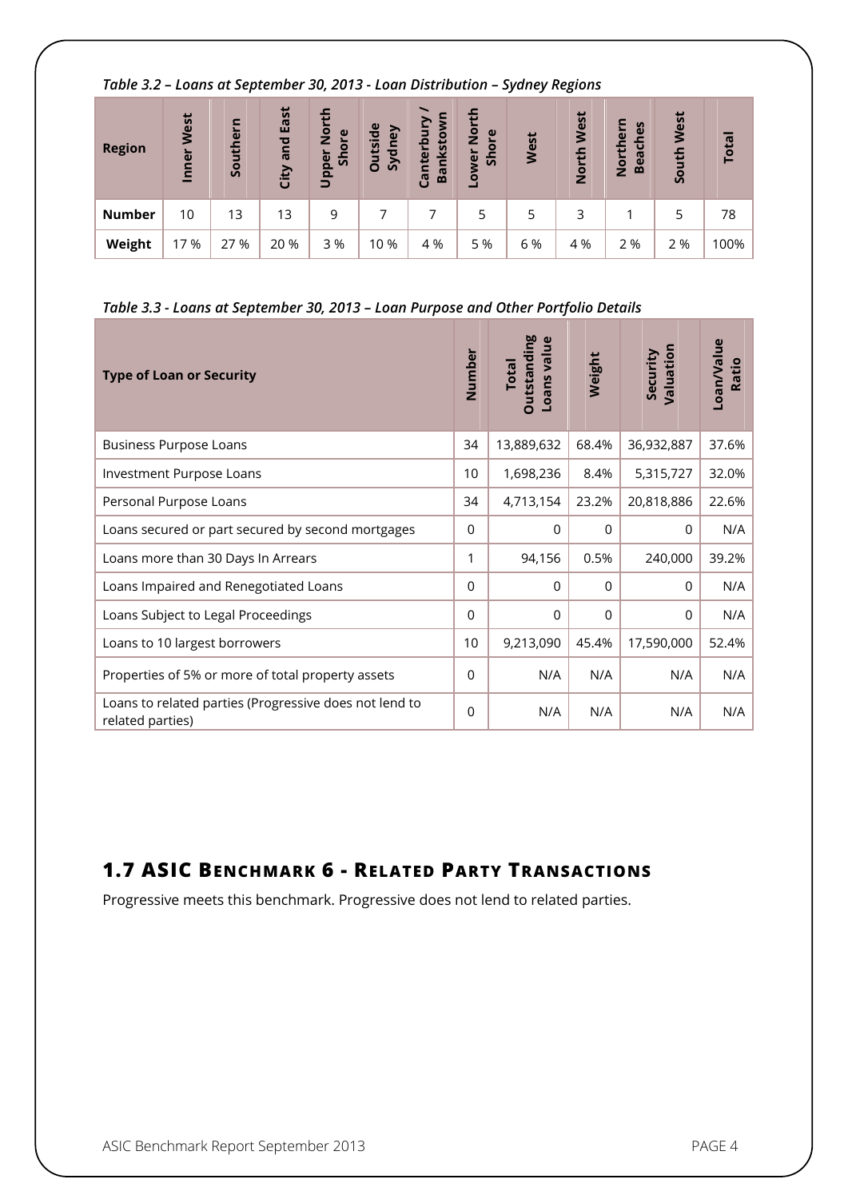*Table 3.2 – Loans at September 30, 2013 - Loan Distribution – Sydney Regions*

| Region | Inner West | Southern | City and East | Upper North Shore | Outside Sydney | Canterbury / Bankstown | Lower North Shore | West | North West | Northern Beaches | South West | Total |
|---|---|---|---|---|---|---|---|---|---|---|---|---|
| **Number** | 10 | 13 | 13 | 9 | 7 | 7 | 5 | 5 | 3 | 1 | 5 | 78 |
| **Weight** | 17 % | 27 % | 20 % | 3 % | 10 % | 4 % | 5 % | 6 % | 4 % | 2 % | 2 % | 100% |

*Table 3.3 - Loans at September 30, 2013 – Loan Purpose and Other Portfolio Details*

| Type of Loan or Security | Number | Total Outstanding Loans value | Weight | Security Valuation | Loan/Value Ratio |
|---|---|---|---|---|---|
| Business Purpose Loans | 34 | 13,889,632 | 68.4% | 36,932,887 | 37.6% |
| Investment Purpose Loans | 10 | 1,698,236 | 8.4% | 5,315,727 | 32.0% |
| Personal Purpose Loans | 34 | 4,713,154 | 23.2% | 20,818,886 | 22.6% |
| Loans secured or part secured by second mortgages | 0 | 0 | 0 | 0 | N/A |
| Loans more than 30 Days In Arrears | 1 | 94,156 | 0.5% | 240,000 | 39.2% |
| Loans Impaired and Renegotiated Loans | 0 | 0 | 0 | 0 | N/A |
| Loans Subject to Legal Proceedings | 0 | 0 | 0 | 0 | N/A |
| Loans to 10 largest borrowers | 10 | 9,213,090 | 45.4% | 17,590,000 | 52.4% |
| Properties of 5% or more of total property assets | 0 | N/A | N/A | N/A | N/A |
| Loans to related parties (Progressive does not lend to related parties) | 0 | N/A | N/A | N/A | N/A |

## 1.7 ASIC Benchmark 6 - Related Party Transactions

Progressive meets this benchmark. Progressive does not lend to related parties.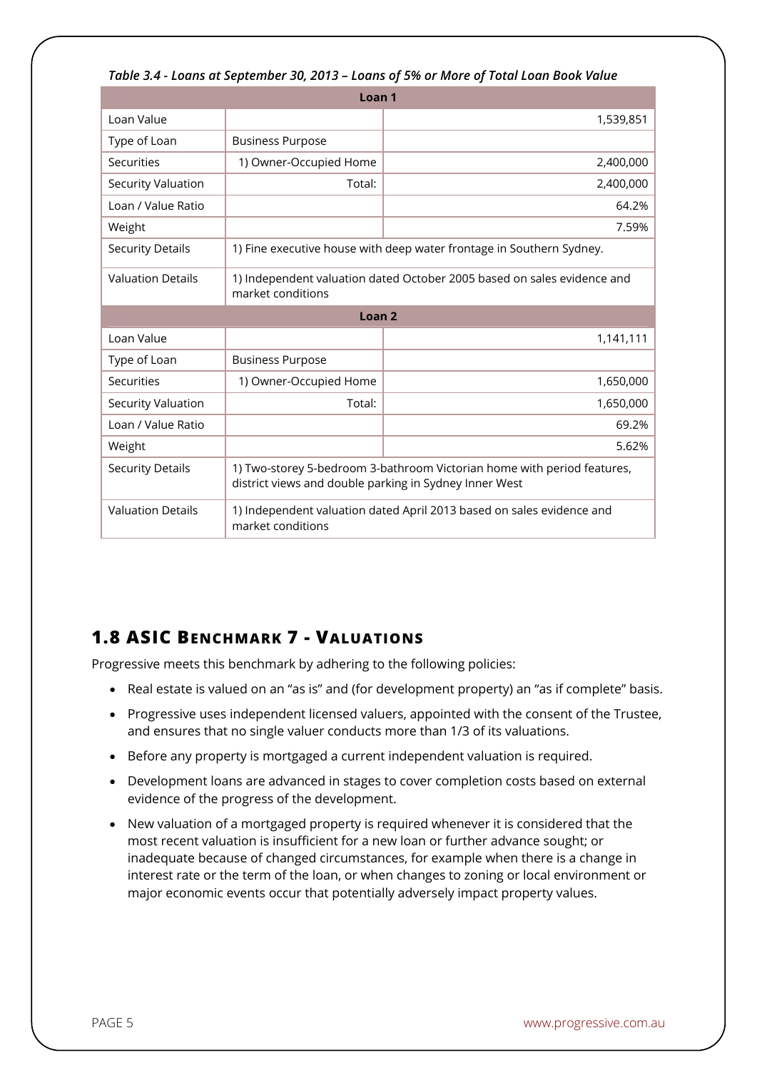*Table 3.4 - Loans at September 30, 2013 – Loans of 5% or More of Total Loan Book Value*

| Loan 1 | | |
|---|---|---|
| Loan Value | | 1,539,851 |
| Type of Loan | Business Purpose | |
| Securities | 1) Owner-Occupied Home | 2,400,000 |
| Security Valuation | Total: | 2,400,000 |
| Loan / Value Ratio | | 64.2% |
| Weight | | 7.59% |
| Security Details | 1) Fine executive house with deep water frontage in Southern Sydney. | |
| Valuation Details | 1) Independent valuation dated October 2005 based on sales evidence and market conditions | |
| **Loan 2** | | |
| Loan Value | | 1,141,111 |
| Type of Loan | Business Purpose | |
| Securities | 1) Owner-Occupied Home | 1,650,000 |
| Security Valuation | Total: | 1,650,000 |
| Loan / Value Ratio | | 69.2% |
| Weight | | 5.62% |
| Security Details | 1) Two-storey 5-bedroom 3-bathroom Victorian home with period features, district views and double parking in Sydney Inner West | |
| Valuation Details | 1) Independent valuation dated April 2013 based on sales evidence and market conditions | |

## 1.8 ASIC Benchmark 7 - Valuations

Progressive meets this benchmark by adhering to the following policies:

- Real estate is valued on an "as is" and (for development property) an "as if complete" basis.
- Progressive uses independent licensed valuers, appointed with the consent of the Trustee, and ensures that no single valuer conducts more than 1/3 of its valuations.
- Before any property is mortgaged a current independent valuation is required.
- Development loans are advanced in stages to cover completion costs based on external evidence of the progress of the development.
- New valuation of a mortgaged property is required whenever it is considered that the most recent valuation is insufficient for a new loan or further advance sought; or inadequate because of changed circumstances, for example when there is a change in interest rate or the term of the loan, or when changes to zoning or local environment or major economic events occur that potentially adversely impact property values.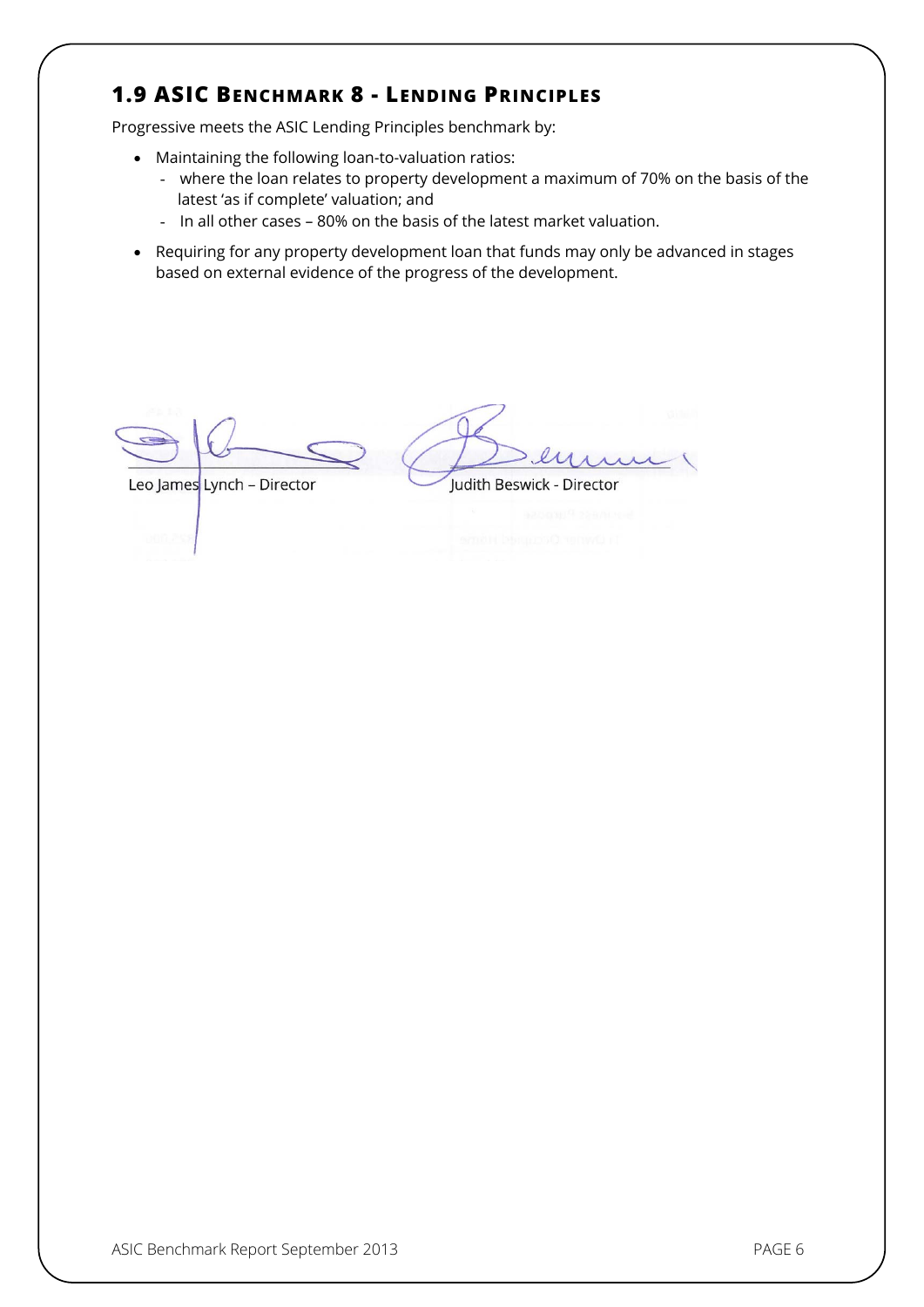## 1.9 ASIC Benchmark 8 - Lending Principles

Progressive meets the ASIC Lending Principles benchmark by:

- Maintaining the following loan-to-valuation ratios:
  - where the loan relates to property development a maximum of 70% on the basis of the latest 'as if complete' valuation; and
  - In all other cases – 80% on the basis of the latest market valuation.
- Requiring for any property development loan that funds may only be advanced in stages based on external evidence of the progress of the development.

Leo James Lynch – Director

Judith Beswick - Director